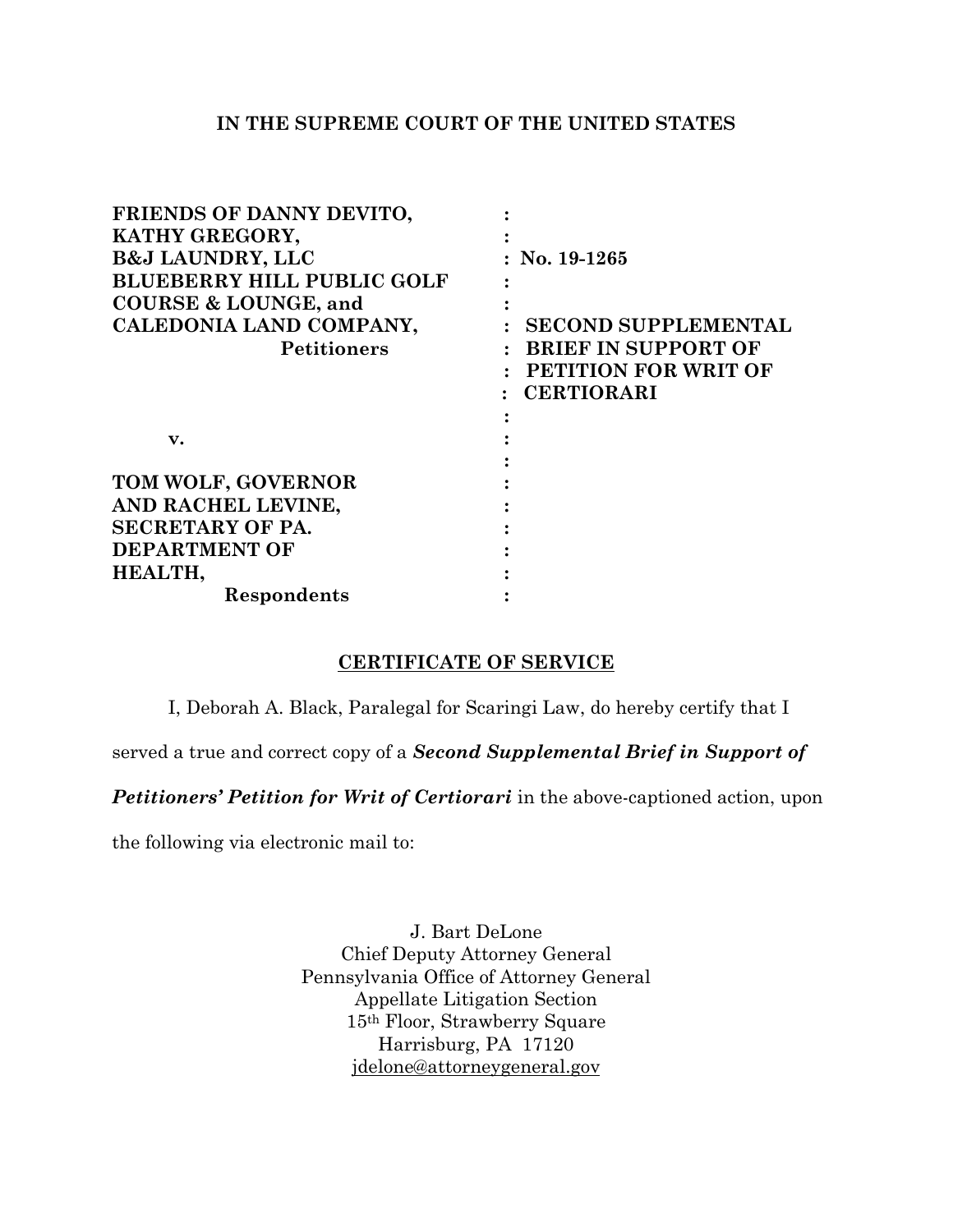# IN THE SUPREME COURT OF THE UNITED STATES

| | | |
|---|---|---|
| **FRIENDS OF DANNY DEVITO,** | **:** | |
| **KATHY GREGORY,** | **:** | |
| **B&J LAUNDRY, LLC** | **:** | **No. 19-1265** |
| **BLUEBERRY HILL PUBLIC GOLF** | **:** | |
| **COURSE & LOUNGE, and** | **:** | |
| **CALEDONIA LAND COMPANY,** | **:** | **SECOND SUPPLEMENTAL** |
| **Petitioners** | **:** | **BRIEF IN SUPPORT OF** |
| | **:** | **PETITION FOR WRIT OF** |
| | **:** | **CERTIORARI** |
| | **:** | |
| **v.** | **:** | |
| | **:** | |
| **TOM WOLF, GOVERNOR** | **:** | |
| **AND RACHEL LEVINE,** | **:** | |
| **SECRETARY OF PA.** | **:** | |
| **DEPARTMENT OF** | **:** | |
| **HEALTH,** | **:** | |
| **Respondents** | **:** | |

## CERTIFICATE OF SERVICE

I, Deborah A. Black, Paralegal for Scaringi Law, do hereby certify that I served a true and correct copy of a ***Second Supplemental Brief in Support of Petitioners' Petition for Writ of Certiorari*** in the above-captioned action, upon the following via electronic mail to:

J. Bart DeLone
Chief Deputy Attorney General
Pennsylvania Office of Attorney General
Appellate Litigation Section
15th Floor, Strawberry Square
Harrisburg, PA 17120
jdelone@attorneygeneral.gov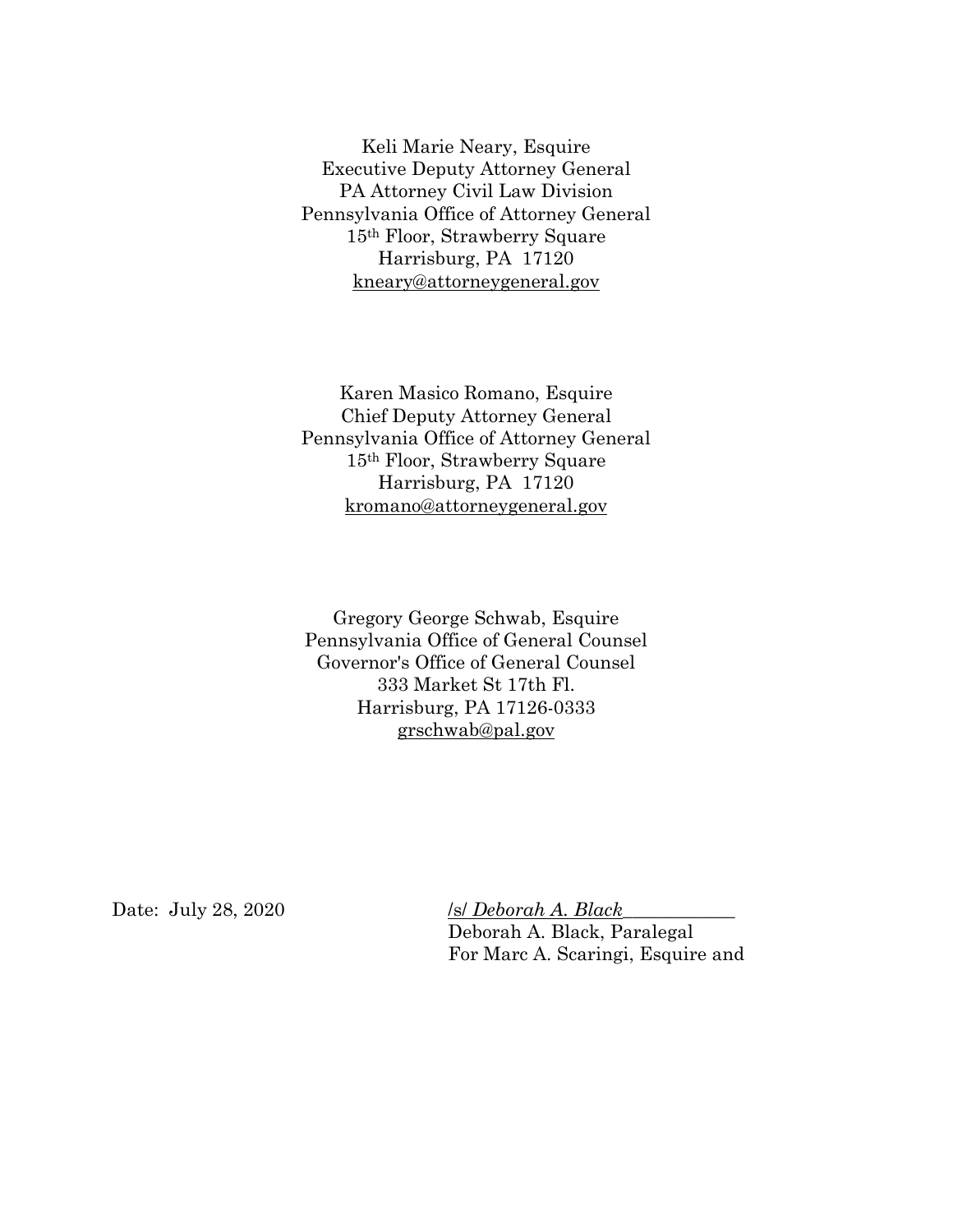Keli Marie Neary, Esquire
Executive Deputy Attorney General
PA Attorney Civil Law Division
Pennsylvania Office of Attorney General
15th Floor, Strawberry Square
Harrisburg, PA 17120
kneary@attorneygeneral.gov

Karen Masico Romano, Esquire
Chief Deputy Attorney General
Pennsylvania Office of Attorney General
15th Floor, Strawberry Square
Harrisburg, PA 17120
kromano@attorneygeneral.gov

Gregory George Schwab, Esquire
Pennsylvania Office of General Counsel
Governor's Office of General Counsel
333 Market St 17th Fl.
Harrisburg, PA 17126-0333
grschwab@pal.gov

Date: July 28, 2020

/s/ *Deborah A. Black*
Deborah A. Black, Paralegal
For Marc A. Scaringi, Esquire and